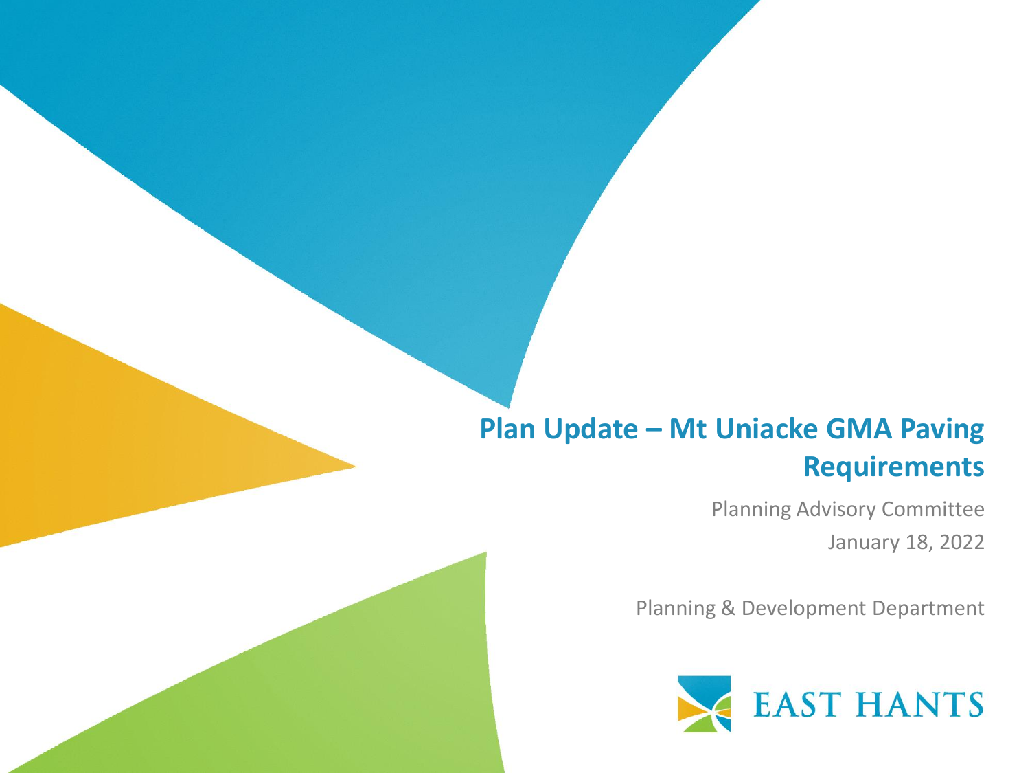# Plan Update – Mt Uniacke GMA Paving Requirements

Planning Advisory Committee

January 18, 2022

Planning & Development Department

EAST HANTS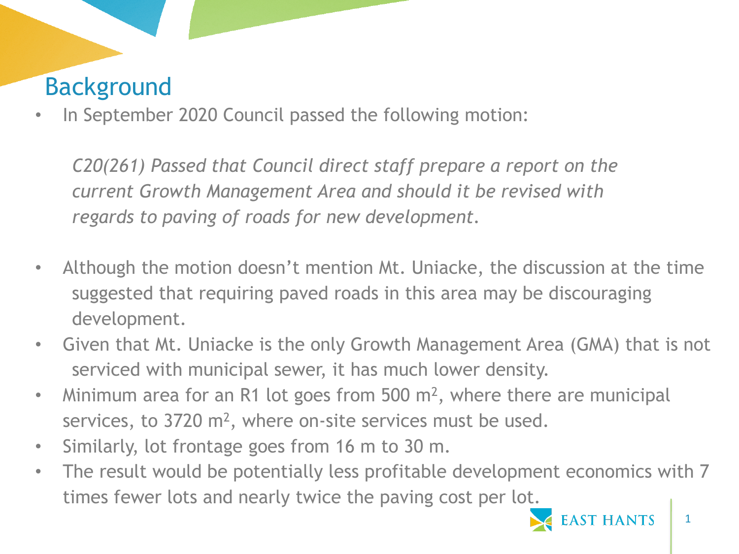## Background

- In September 2020 Council passed the following motion:

  *C20(261) Passed that Council direct staff prepare a report on the current Growth Management Area and should it be revised with regards to paving of roads for new development.*

- Although the motion doesn't mention Mt. Uniacke, the discussion at the time suggested that requiring paved roads in this area may be discouraging development.
- Given that Mt. Uniacke is the only Growth Management Area (GMA) that is not serviced with municipal sewer, it has much lower density.
- Minimum area for an R1 lot goes from 500 $m^2$, where there are municipal services, to 3720 $m^2$, where on-site services must be used.
- Similarly, lot frontage goes from 16 m to 30 m.
- The result would be potentially less profitable development economics with 7 times fewer lots and nearly twice the paving cost per lot.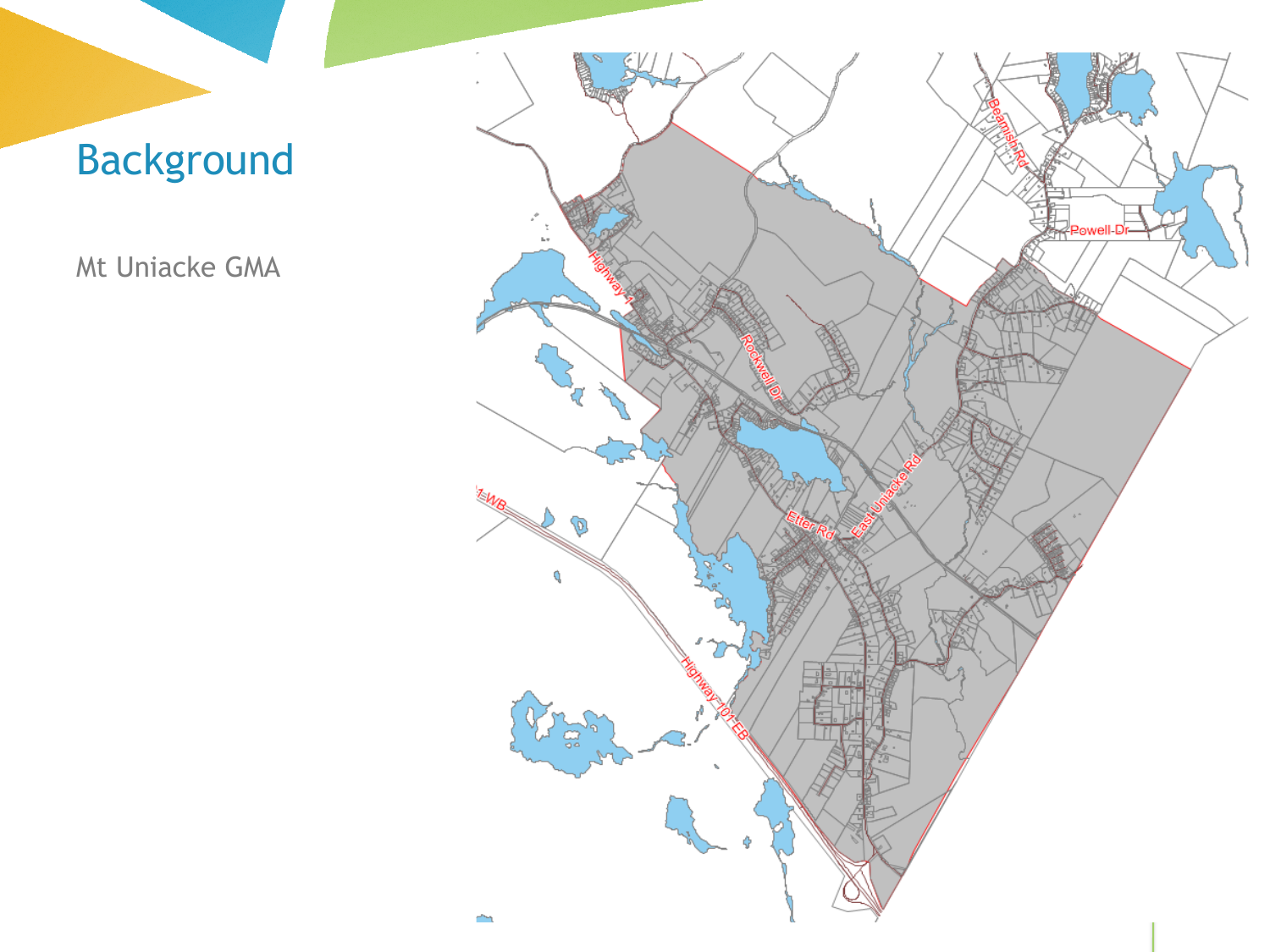# Background

Mt Uniacke GMA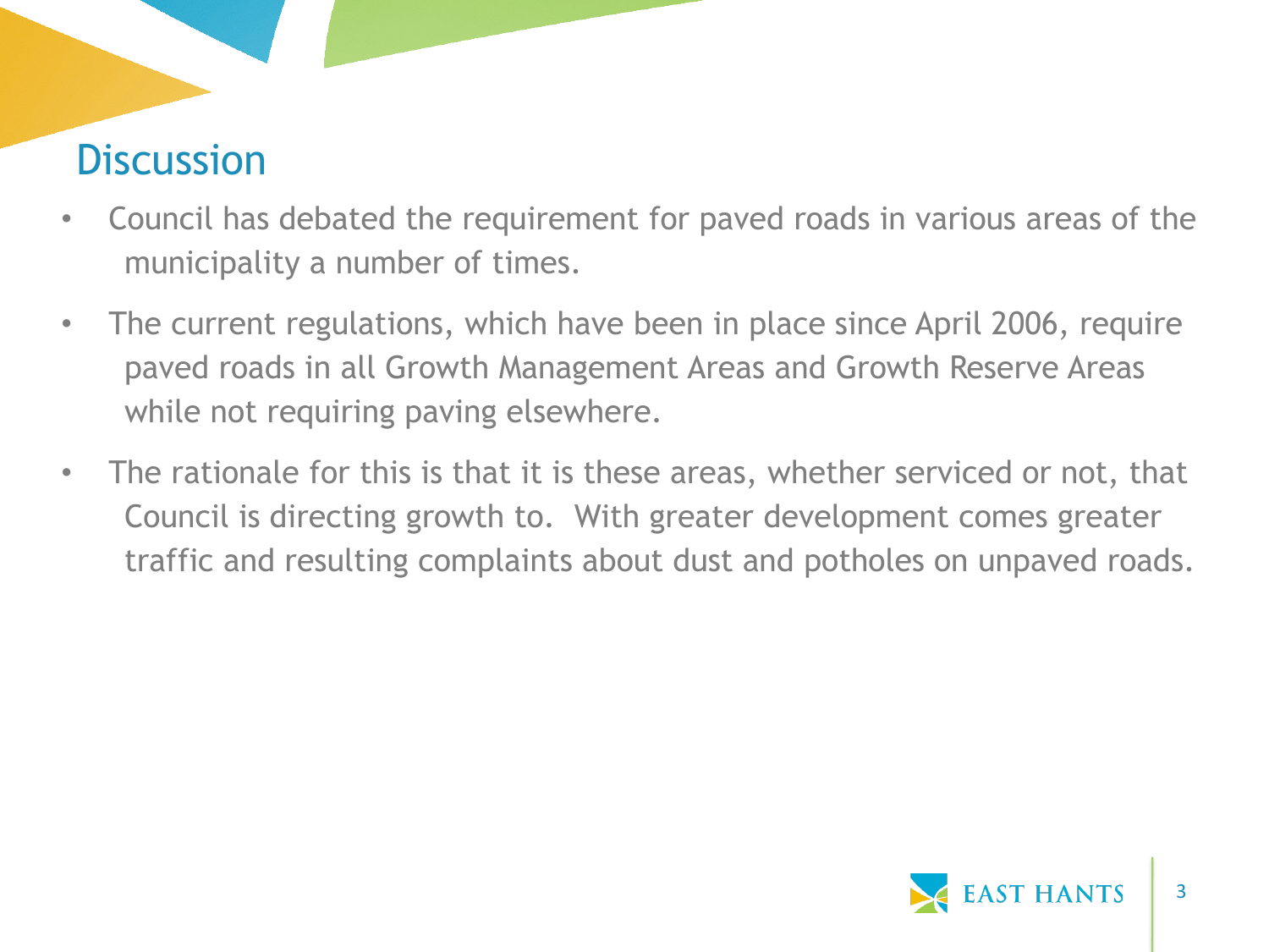## Discussion

- Council has debated the requirement for paved roads in various areas of the municipality a number of times.
- The current regulations, which have been in place since April 2006, require paved roads in all Growth Management Areas and Growth Reserve Areas while not requiring paving elsewhere.
- The rationale for this is that it is these areas, whether serviced or not, that Council is directing growth to. With greater development comes greater traffic and resulting complaints about dust and potholes on unpaved roads.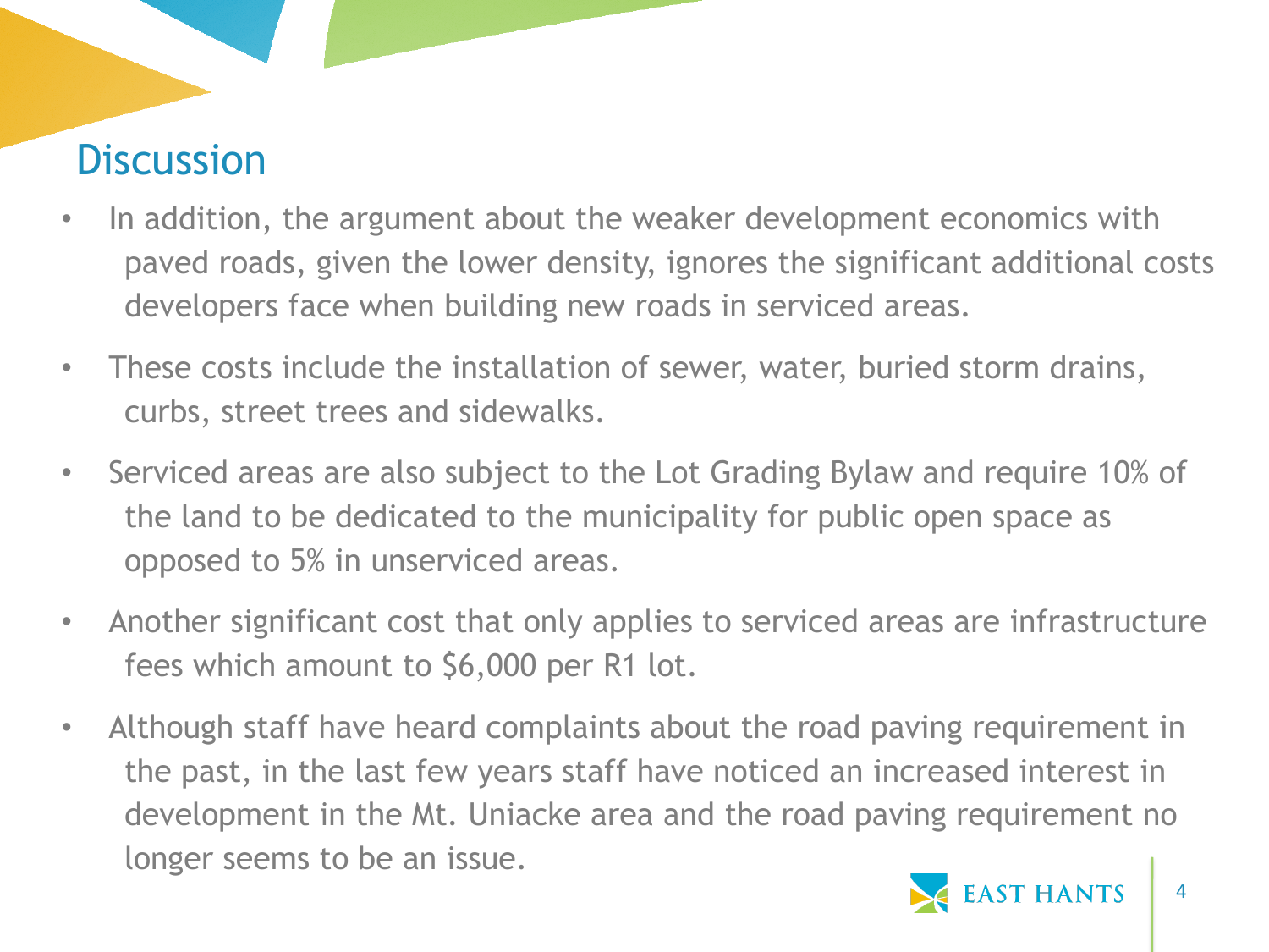## Discussion

- In addition, the argument about the weaker development economics with paved roads, given the lower density, ignores the significant additional costs developers face when building new roads in serviced areas.
- These costs include the installation of sewer, water, buried storm drains, curbs, street trees and sidewalks.
- Serviced areas are also subject to the Lot Grading Bylaw and require 10% of the land to be dedicated to the municipality for public open space as opposed to 5% in unserviced areas.
- Another significant cost that only applies to serviced areas are infrastructure fees which amount to $6,000 per R1 lot.
- Although staff have heard complaints about the road paving requirement in the past, in the last few years staff have noticed an increased interest in development in the Mt. Uniacke area and the road paving requirement no longer seems to be an issue.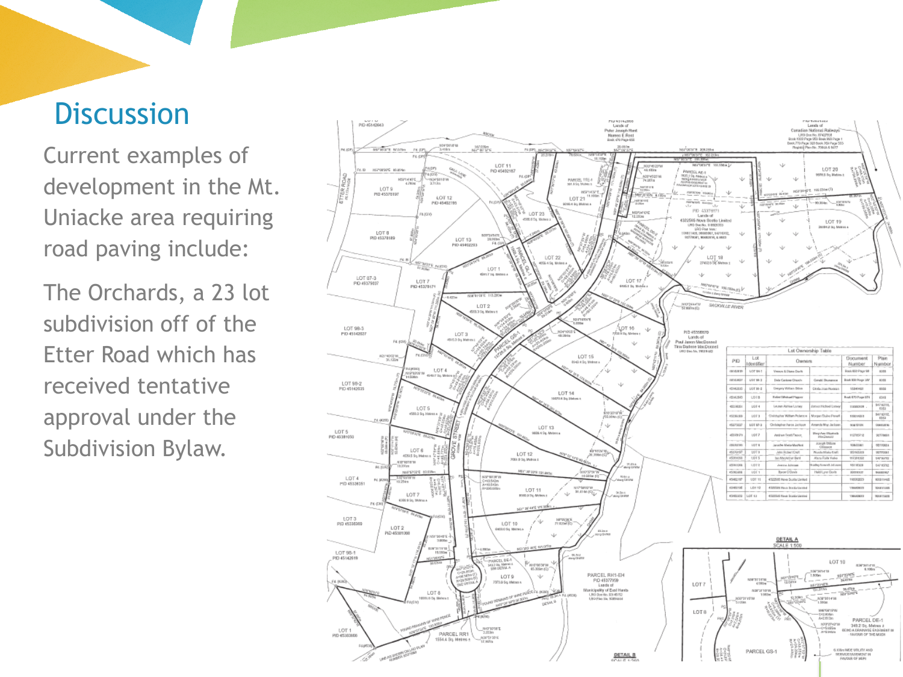# Discussion

Current examples of development in the Mt. Uniacke area requiring road paving include:

The Orchards, a 23 lot subdivision off of the Etter Road which has received tentative approval under the Subdivision Bylaw.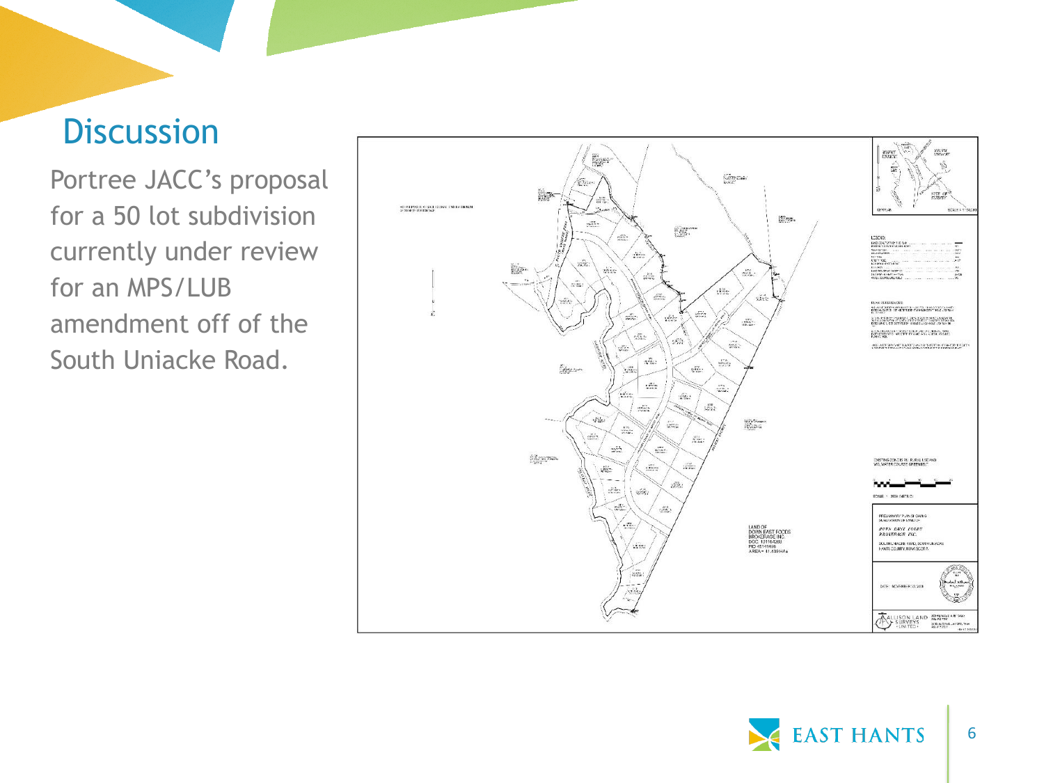# Discussion

Portree JACC's proposal for a 50 lot subdivision currently under review for an MPS/LUB amendment off of the South Uniacke Road.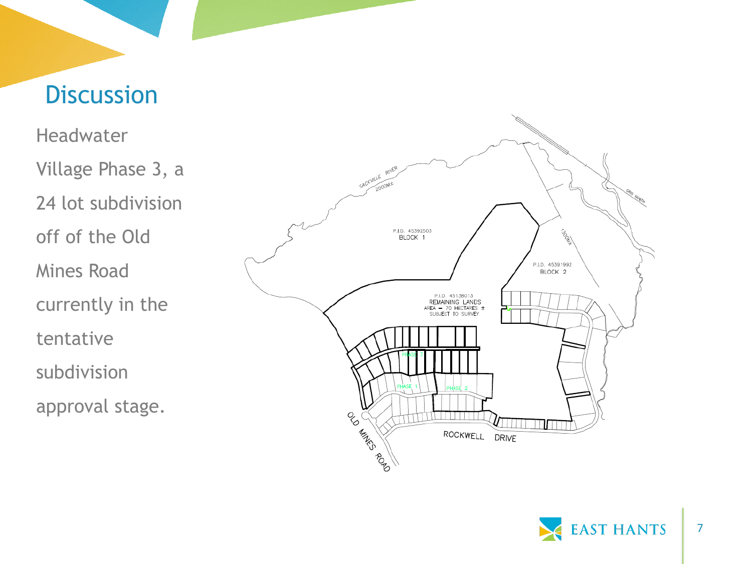# Discussion

Headwater Village Phase 3, a 24 lot subdivision off of the Old Mines Road currently in the tentative subdivision approval stage.

SACKVILLE RIVER
2000M±

P.I.D. 45392503
BLOCK 1

P.I.D. 45391992
BLOCK 2

1300M±

GRID NORTH

P.I.D. 45138013
REMAINING LANDS
AREA = 70 HECTARES ±
SUBJECT TO SURVEY

PHASE 3

PHASE 1

PHASE 2

OLD MINES ROAD

ROCKWELL DRIVE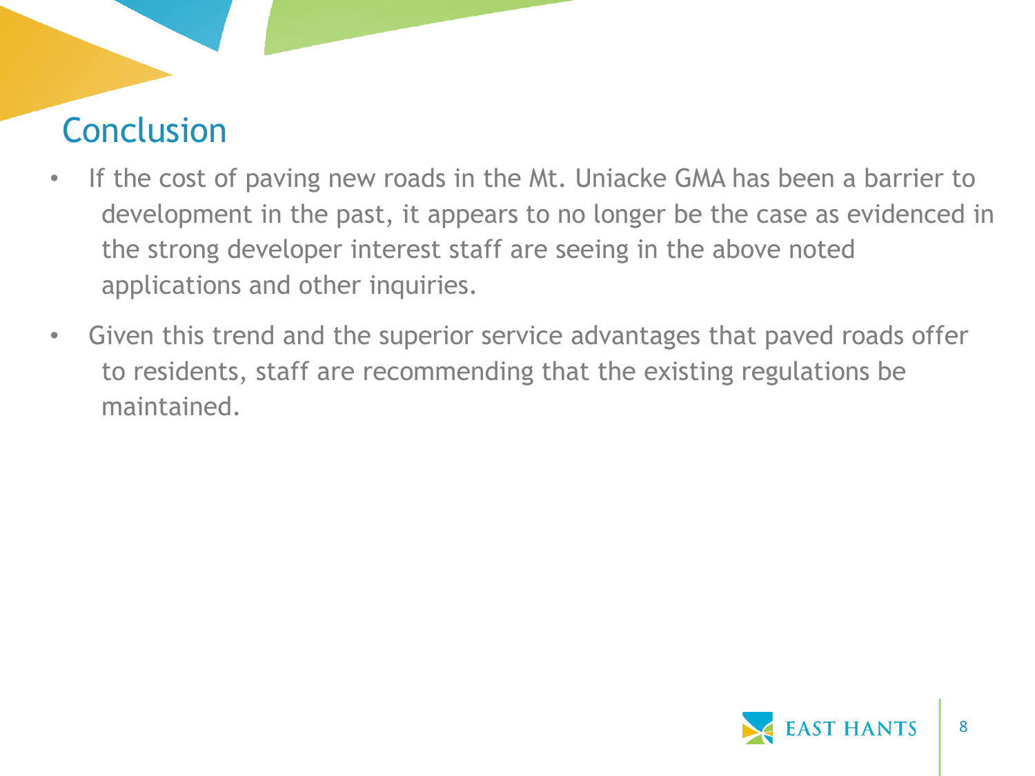## Conclusion

- If the cost of paving new roads in the Mt. Uniacke GMA has been a barrier to development in the past, it appears to no longer be the case as evidenced in the strong developer interest staff are seeing in the above noted applications and other inquiries.
- Given this trend and the superior service advantages that paved roads offer to residents, staff are recommending that the existing regulations be maintained.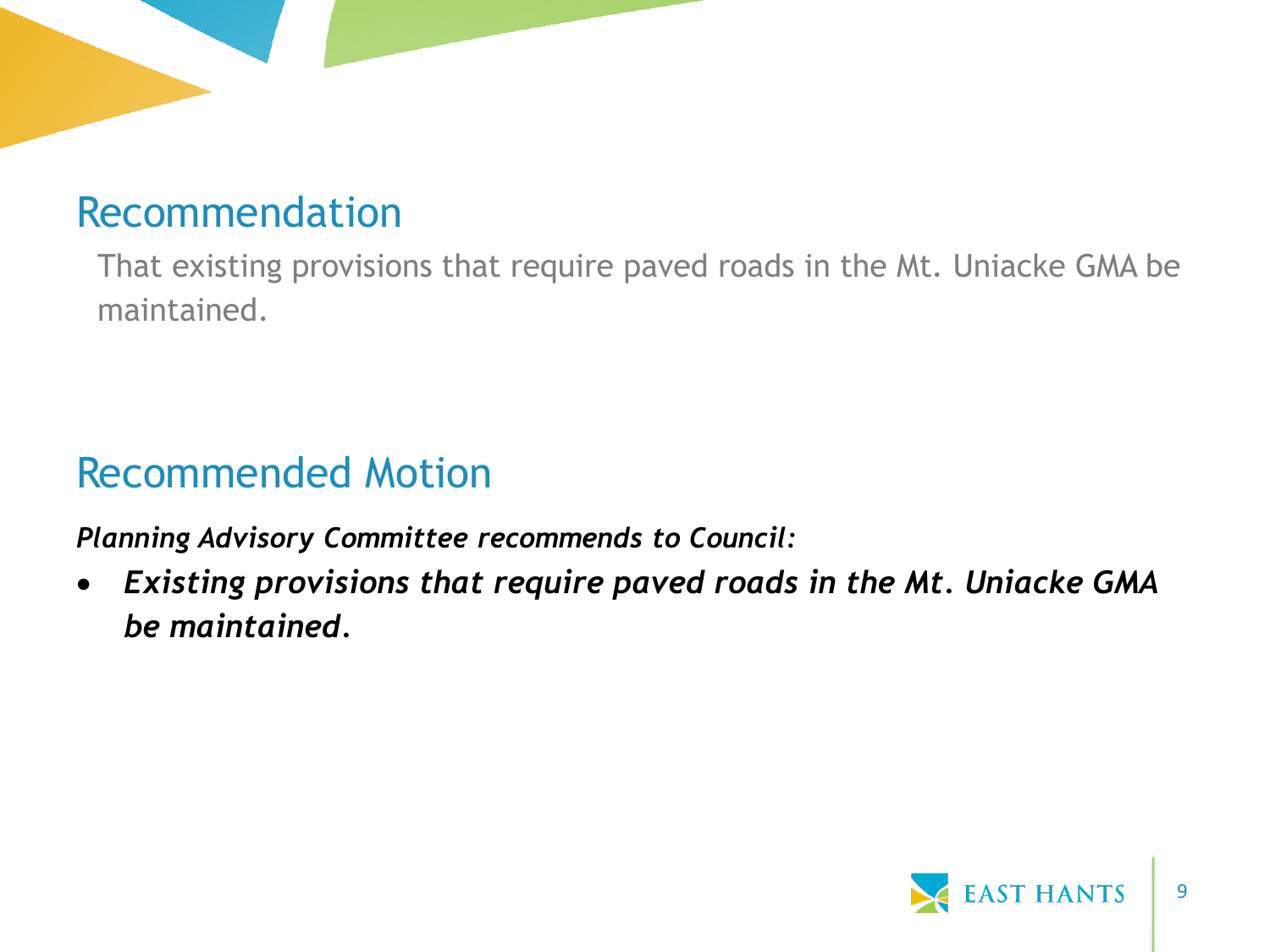## Recommendation

That existing provisions that require paved roads in the Mt. Uniacke GMA be maintained.

## Recommended Motion

***Planning Advisory Committee recommends to Council:***

- ***Existing provisions that require paved roads in the Mt. Uniacke GMA be maintained.***